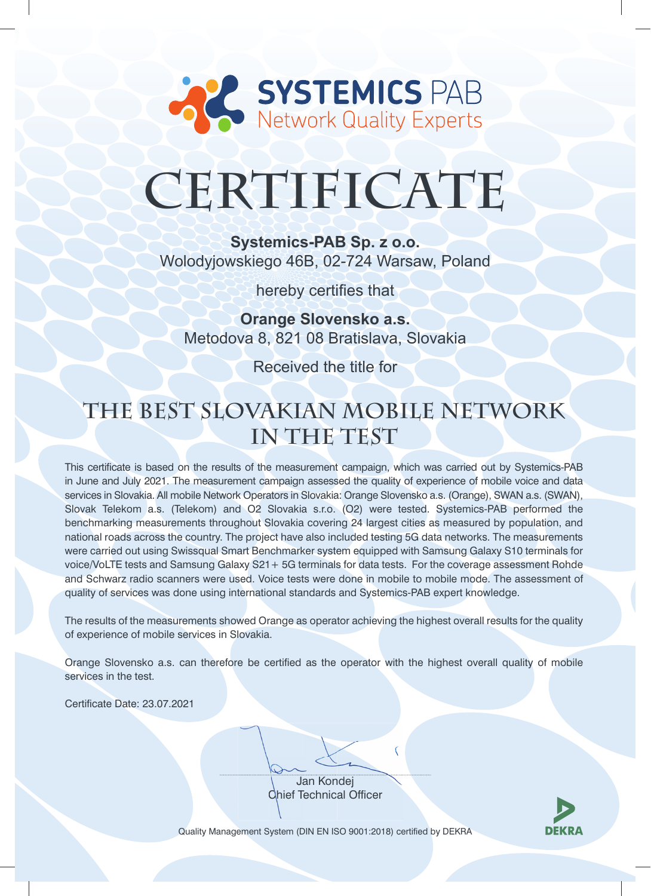SYSTEMICS PAB
Network Quality Experts

# CERTIFICATE

**Systemics-PAB Sp. z o.o.**
Wolodyjowskiego 46B, 02-724 Warsaw, Poland

hereby certifies that

**Orange Slovensko a.s.**
Metodova 8, 821 08 Bratislava, Slovakia

Received the title for

## THE BEST SLOVAKIAN MOBILE NETWORK IN THE TEST

This certificate is based on the results of the measurement campaign, which was carried out by Systemics-PAB in June and July 2021. The measurement campaign assessed the quality of experience of mobile voice and data services in Slovakia. All mobile Network Operators in Slovakia: Orange Slovensko a.s. (Orange), SWAN a.s. (SWAN), Slovak Telekom a.s. (Telekom) and O2 Slovakia s.r.o. (O2) were tested. Systemics-PAB performed the benchmarking measurements throughout Slovakia covering 24 largest cities as measured by population, and national roads across the country. The project have also included testing 5G data networks. The measurements were carried out using Swissqual Smart Benchmarker system equipped with Samsung Galaxy S10 terminals for voice/VoLTE tests and Samsung Galaxy S21+ 5G terminals for data tests. For the coverage assessment Rohde and Schwarz radio scanners were used. Voice tests were done in mobile to mobile mode. The assessment of quality of services was done using international standards and Systemics-PAB expert knowledge.

The results of the measurements showed Orange as operator achieving the highest overall results for the quality of experience of mobile services in Slovakia.

Orange Slovensko a.s. can therefore be certified as the operator with the highest overall quality of mobile services in the test.

Certificate Date: 23.07.2021

Jan Kondej
Chief Technical Officer

Quality Management System (DIN EN ISO 9001:2018) certified by DEKRA

DEKRA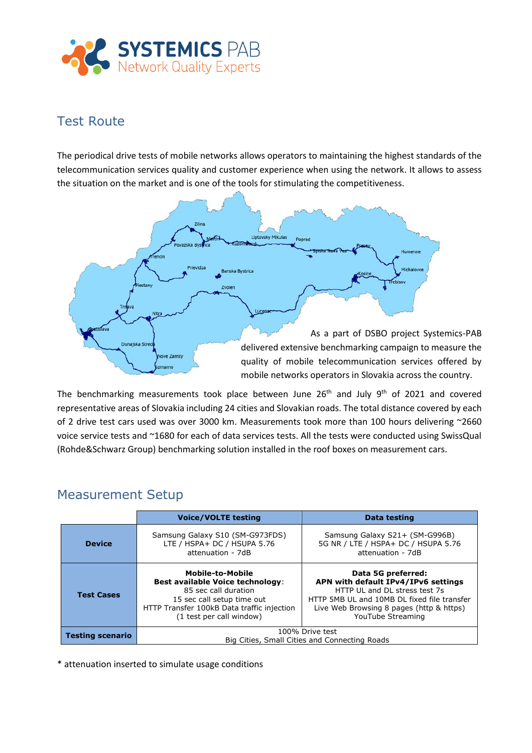## Test Route

The periodical drive tests of mobile networks allows operators to maintaining the highest standards of the telecommunication services quality and customer experience when using the network. It allows to assess the situation on the market and is one of the tools for stimulating the competitiveness.

As a part of DSBO project Systemics-PAB delivered extensive benchmarking campaign to measure the quality of mobile telecommunication services offered by mobile networks operators in Slovakia across the country.

The benchmarking measurements took place between June 26th and July 9th of 2021 and covered representative areas of Slovakia including 24 cities and Slovakian roads. The total distance covered by each of 2 drive test cars used was over 3000 km. Measurements took more than 100 hours delivering ~2660 voice service tests and ~1680 for each of data services tests. All the tests were conducted using SwissQual (Rohde&Schwarz Group) benchmarking solution installed in the roof boxes on measurement cars.

## Measurement Setup

| | Voice/VOLTE testing | Data testing |
|---|---|---|
| **Device** | Samsung Galaxy S10 (SM-G973FDS)<br>LTE / HSPA+ DC / HSUPA 5.76<br>attenuation - 7dB | Samsung Galaxy S21+ (SM-G996B)<br>5G NR / LTE / HSPA+ DC / HSUPA 5.76<br>attenuation - 7dB |
| **Test Cases** | **Mobile-to-Mobile**<br>**Best available Voice technology**:<br>85 sec call duration<br>15 sec call setup time out<br>HTTP Transfer 100kB Data traffic injection<br>(1 test per call window) | **Data 5G preferred:**<br>**APN with default IPv4/IPv6 settings**<br>HTTP UL and DL stress test 7s<br>HTTP 5MB UL and 10MB DL fixed file transfer<br>Live Web Browsing 8 pages (http & https)<br>YouTube Streaming |
| **Testing scenario** | 100% Drive test<br>Big Cities, Small Cities and Connecting Roads | |

* attenuation inserted to simulate usage conditions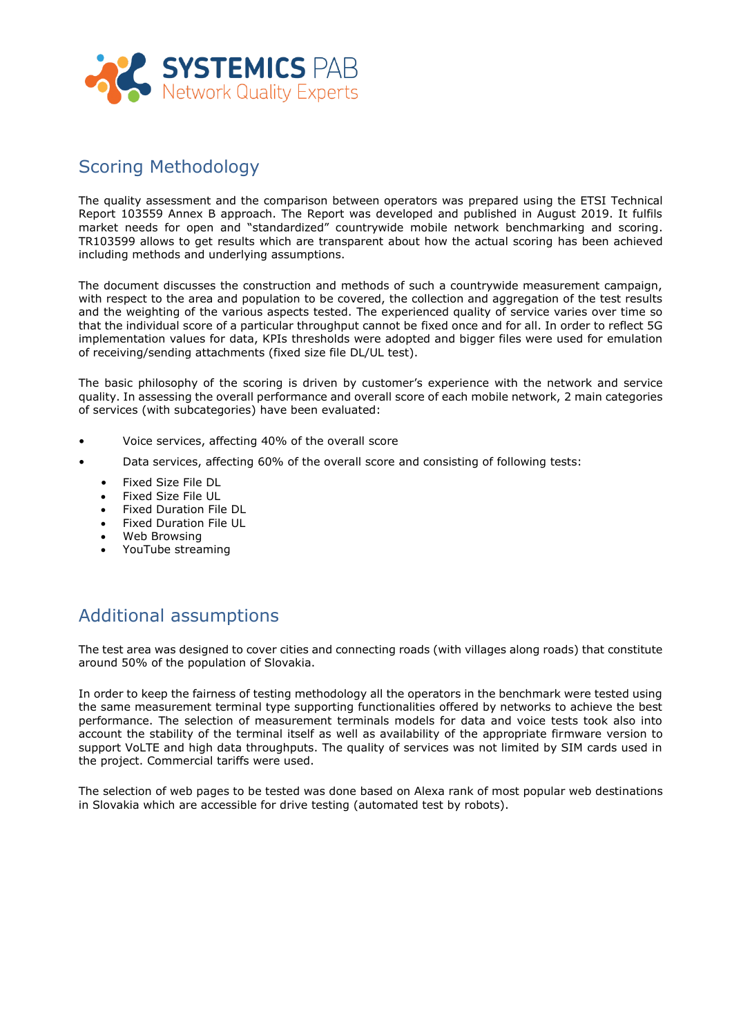## Scoring Methodology

The quality assessment and the comparison between operators was prepared using the ETSI Technical Report 103559 Annex B approach. The Report was developed and published in August 2019. It fulfils market needs for open and "standardized" countrywide mobile network benchmarking and scoring. TR103599 allows to get results which are transparent about how the actual scoring has been achieved including methods and underlying assumptions.

The document discusses the construction and methods of such a countrywide measurement campaign, with respect to the area and population to be covered, the collection and aggregation of the test results and the weighting of the various aspects tested. The experienced quality of service varies over time so that the individual score of a particular throughput cannot be fixed once and for all. In order to reflect 5G implementation values for data, KPIs thresholds were adopted and bigger files were used for emulation of receiving/sending attachments (fixed size file DL/UL test).

The basic philosophy of the scoring is driven by customer's experience with the network and service quality. In assessing the overall performance and overall score of each mobile network, 2 main categories of services (with subcategories) have been evaluated:

- Voice services, affecting 40% of the overall score
- Data services, affecting 60% of the overall score and consisting of following tests:
  - Fixed Size File DL
  - Fixed Size File UL
  - Fixed Duration File DL
  - Fixed Duration File UL
  - Web Browsing
  - YouTube streaming

## Additional assumptions

The test area was designed to cover cities and connecting roads (with villages along roads) that constitute around 50% of the population of Slovakia.

In order to keep the fairness of testing methodology all the operators in the benchmark were tested using the same measurement terminal type supporting functionalities offered by networks to achieve the best performance. The selection of measurement terminals models for data and voice tests took also into account the stability of the terminal itself as well as availability of the appropriate firmware version to support VoLTE and high data throughputs. The quality of services was not limited by SIM cards used in the project. Commercial tariffs were used.

The selection of web pages to be tested was done based on Alexa rank of most popular web destinations in Slovakia which are accessible for drive testing (automated test by robots).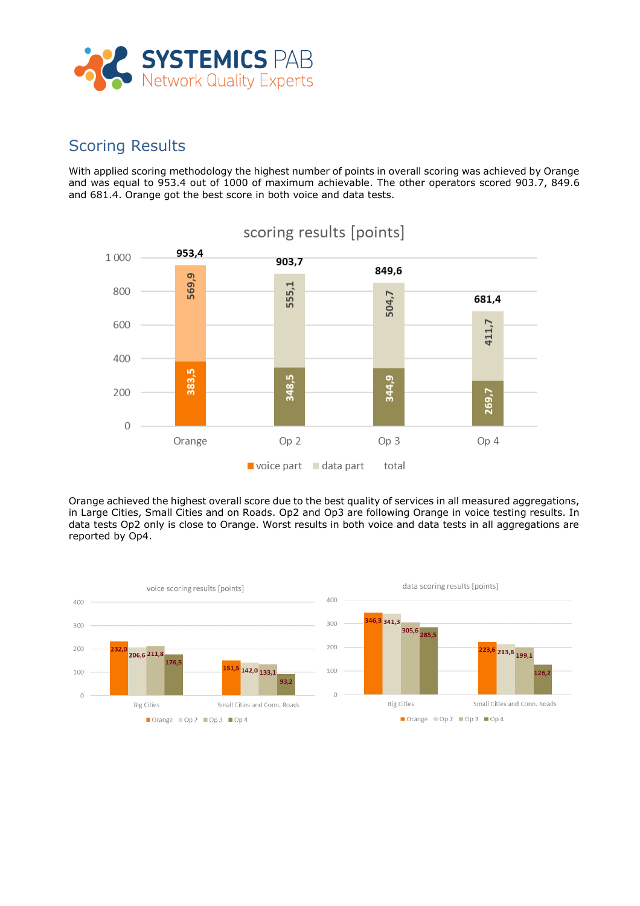## Scoring Results

With applied scoring methodology the highest number of points in overall scoring was achieved by Orange and was equal to 953.4 out of 1000 of maximum achievable. The other operators scored 903.7, 849.6 and 681.4. Orange got the best score in both voice and data tests.

scoring results [points]

| | Orange | Op 2 | Op 3 | Op 4 |
|---|---|---|---|---|
| voice part | 383,5 | 348,5 | 344,9 | 269,7 |
| data part | 569,9 | 555,1 | 504,7 | 411,7 |
| total | 953,4 | 903,7 | 849,6 | 681,4 |

Orange achieved the highest overall score due to the best quality of services in all measured aggregations, in Large Cities, Small Cities and on Roads. Op2 and Op3 are following Orange in voice testing results. In data tests Op2 only is close to Orange. Worst results in both voice and data tests in all aggregations are reported by Op4.

voice scoring results [points]

| | Orange | Op 2 | Op 3 | Op 4 |
|---|---|---|---|---|
| Big Cities | 232,0 | 206,6 | 211,8 | 176,5 |
| Small Cities and Conn. Roads | 151,5 | 142,0 | 133,1 | 93,2 |

data scoring results [points]

| | Orange | Op 2 | Op 3 | Op 4 |
|---|---|---|---|---|
| Big Cities | 346,3 | 341,3 | 305,6 | 285,5 |
| Small Cities and Conn. Roads | 223,6 | 213,8 | 199,1 | 126,2 |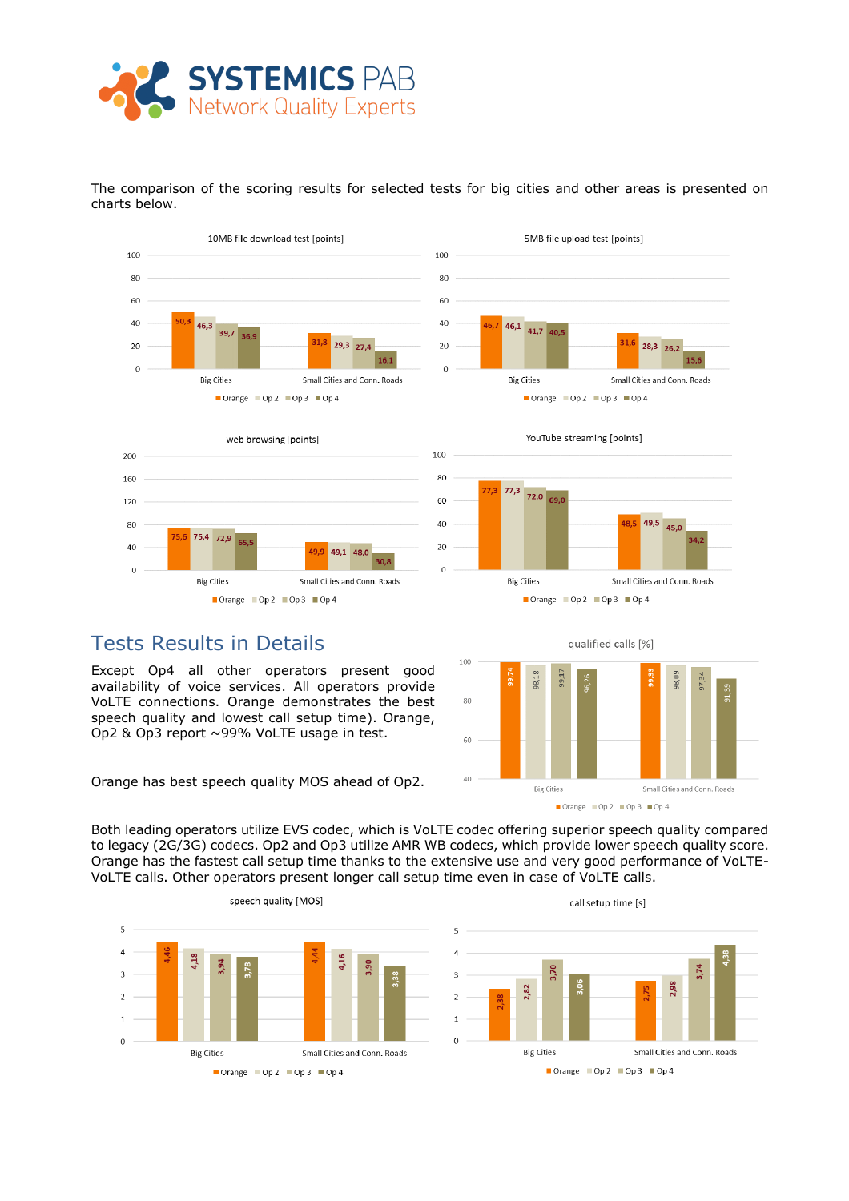The comparison of the scoring results for selected tests for big cities and other areas is presented on charts below.

**10MB file download test [points]**

| | Orange | Op 2 | Op 3 | Op 4 |
|---|---|---|---|---|
| Big Cities | 50,3 | 46,3 | 39,7 | 36,9 |
| Small Cities and Conn. Roads | 31,8 | 29,3 | 27,4 | 16,1 |

**5MB file upload test [points]**

| | Orange | Op 2 | Op 3 | Op 4 |
|---|---|---|---|---|
| Big Cities | 46,7 | 46,1 | 41,7 | 40,5 |
| Small Cities and Conn. Roads | 31,6 | 28,3 | 26,2 | 15,6 |

**web browsing [points]**

| | Orange | Op 2 | Op 3 | Op 4 |
|---|---|---|---|---|
| Big Cities | 75,6 | 75,4 | 72,9 | 65,5 |
| Small Cities and Conn. Roads | 49,9 | 49,1 | 48,0 | 30,8 |

**YouTube streaming [points]**

| | Orange | Op 2 | Op 3 | Op 4 |
|---|---|---|---|---|
| Big Cities | 77,3 | 77,3 | 72,0 | 69,0 |
| Small Cities and Conn. Roads | 48,5 | 49,5 | 45,0 | 34,2 |

## Tests Results in Details

Except Op4 all other operators present good availability of voice services. All operators provide VoLTE connections. Orange demonstrates the best speech quality and lowest call setup time). Orange, Op2 & Op3 report ~99% VoLTE usage in test.

Orange has best speech quality MOS ahead of Op2.

**qualified calls [%]**

| | Orange | Op 2 | Op 3 | Op 4 |
|---|---|---|---|---|
| Big Cities | 99,74 | 98,18 | 99,17 | 96,26 |
| Small Cities and Conn. Roads | 99,33 | 98,09 | 97,34 | 91,39 |

Both leading operators utilize EVS codec, which is VoLTE codec offering superior speech quality compared to legacy (2G/3G) codecs. Op2 and Op3 utilize AMR WB codecs, which provide lower speech quality score. Orange has the fastest call setup time thanks to the extensive use and very good performance of VoLTE-VoLTE calls. Other operators present longer call setup time even in case of VoLTE calls.

**speech quality [MOS]**

| | Orange | Op 2 | Op 3 | Op 4 |
|---|---|---|---|---|
| Big Cities | 4,46 | 4,18 | 3,94 | 3,78 |
| Small Cities and Conn. Roads | 4,44 | 4,16 | 3,90 | 3,38 |

**call setup time [s]**

| | Orange | Op 2 | Op 3 | Op 4 |
|---|---|---|---|---|
| Big Cities | 2,38 | 2,82 | 3,70 | 3,06 |
| Small Cities and Conn. Roads | 2,75 | 2,98 | 3,74 | 4,38 |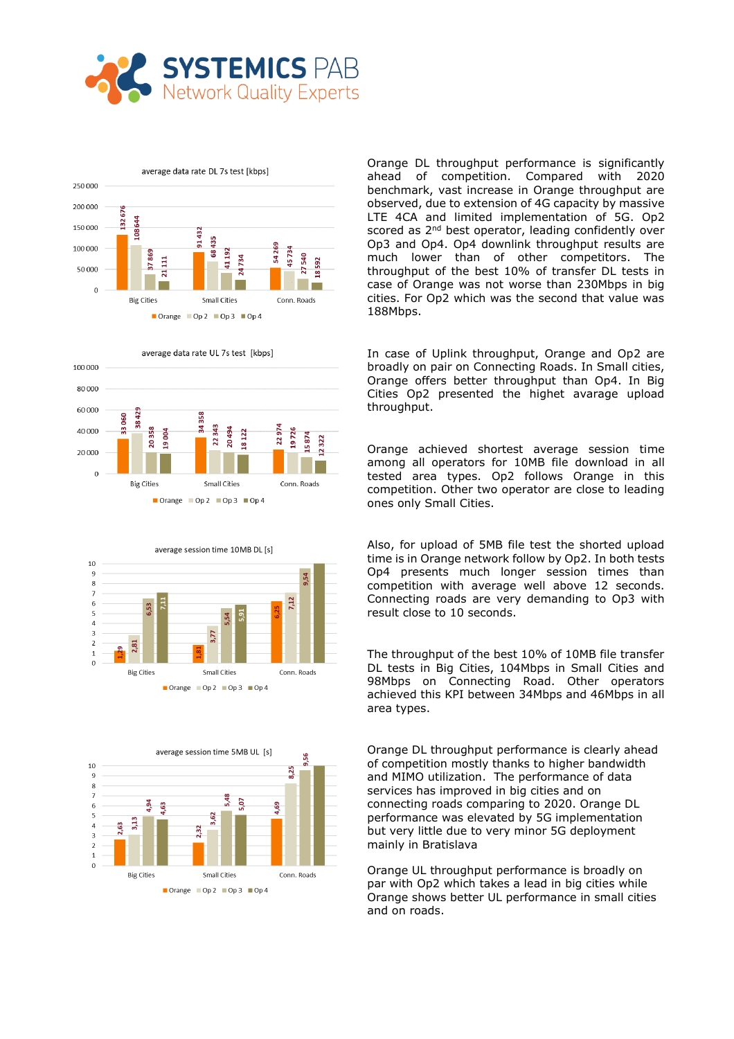**average data rate DL 7s test [kbps]**

| | Orange | Op 2 | Op 3 | Op 4 |
|---|---|---|---|---|
| Big Cities | 132 676 | 108 644 | 37 869 | 21 111 |
| Small Cities | 91 432 | 68 435 | 41 192 | 24 734 |
| Conn. Roads | 54 269 | 45 734 | 27 540 | 18 592 |

Orange DL throughput performance is significantly ahead of competition. Compared with 2020 benchmark, vast increase in Orange throughput are observed, due to extension of 4G capacity by massive LTE 4CA and limited implementation of 5G. Op2 scored as 2nd best operator, leading confidently over Op3 and Op4. Op4 downlink throughput results are much lower than of other competitors. The throughput of the best 10% of transfer DL tests in case of Orange was not worse than 230Mbps in big cities. For Op2 which was the second that value was 188Mbps.

**average data rate UL 7s test [kbps]**

| | Orange | Op 2 | Op 3 | Op 4 |
|---|---|---|---|---|
| Big Cities | 33 060 | 38 429 | 20 358 | 19 004 |
| Small Cities | 34 358 | 22 343 | 20 494 | 18 122 |
| Conn. Roads | 22 974 | 19 726 | 15 874 | 12 322 |

In case of Uplink throughput, Orange and Op2 are broadly on pair on Connecting Roads. In Small cities, Orange offers better throughput than Op4. In Big Cities Op2 presented the highet avarage upload throughput.

**average session time 10MB DL [s]**

| | Orange | Op 2 | Op 3 | Op 4 |
|---|---|---|---|---|
| Big Cities | 1,29 | 2,81 | 6,53 | 7,11 |
| Small Cities | 1,81 | 3,77 | 5,54 | 5,91 |
| Conn. Roads | 6,25 | 7,12 | 9,54 | |

Orange achieved shortest average session time among all operators for 10MB file download in all tested area types. Op2 follows Orange in this competition. Other two operator are close to leading ones only Small Cities.

**average session time 5MB UL [s]**

| | Orange | Op 2 | Op 3 | Op 4 |
|---|---|---|---|---|
| Big Cities | 2,63 | 3,13 | 4,94 | 4,63 |
| Small Cities | 2,32 | 3,62 | 5,48 | 5,07 |
| Conn. Roads | 4,69 | 8,25 | 9,56 | |

Also, for upload of 5MB file test the shorted upload time is in Orange network follow by Op2. In both tests Op4 presents much longer session times than competition with average well above 12 seconds. Connecting roads are very demanding to Op3 with result close to 10 seconds.

The throughput of the best 10% of 10MB file transfer DL tests in Big Cities, 104Mbps in Small Cities and 98Mbps on Connecting Road. Other operators achieved this KPI between 34Mbps and 46Mbps in all area types.

Orange DL throughput performance is clearly ahead of competition mostly thanks to higher bandwidth and MIMO utilization. The performance of data services has improved in big cities and on connecting roads comparing to 2020. Orange DL performance was elevated by 5G implementation but very little due to very minor 5G deployment mainly in Bratislava

Orange UL throughput performance is broadly on par with Op2 which takes a lead in big cities while Orange shows better UL performance in small cities and on roads.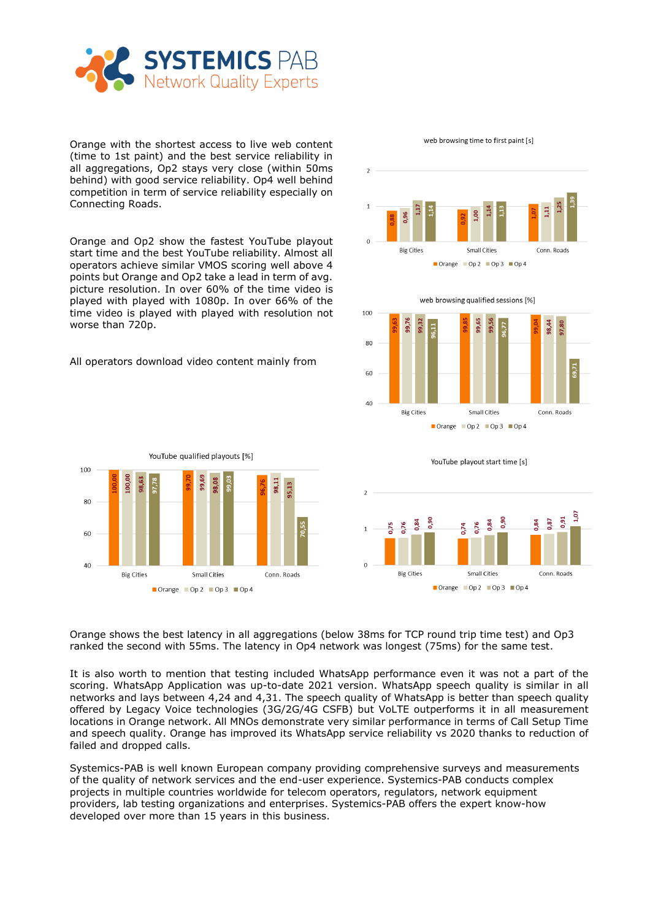SYSTEMICS PAB
Network Quality Experts

Orange with the shortest access to live web content (time to 1st paint) and the best service reliability in all aggregations, Op2 stays very close (within 50ms behind) with good service reliability. Op4 well behind competition in term of service reliability especially on Connecting Roads.

web browsing time to first paint [s]

2
1
0

0,88 0,96 1,17 1,14
0,92 1,00 1,14 1,13
1,07 1,11 1,25 1,39

Big Cities Small Cities Conn. Roads

Orange Op 2 Op 3 Op 4

Orange and Op2 show the fastest YouTube playout start time and the best YouTube reliability. Almost all operators achieve similar VMOS scoring well above 4 points but Orange and Op2 take a lead in term of avg. picture resolution. In over 60% of the time video is played with played with 1080p. In over 66% of the time video is played with played with resolution not worse than 720p.

web browsing qualified sessions [%]

100
80
60
40

99,63 99,76 99,32 96,11
99,85 99,65 99,56 96,77
99,04 98,44 97,80 69,71

Big Cities Small Cities Conn. Roads

Orange Op 2 Op 3 Op 4

All operators download video content mainly from

YouTube qualified playouts [%]

100
80
60
40

100,00 100,00 98,63 97,78
99,70 99,69 98,08 99,03
96,76 98,11 95,13 70,55

Big Cities Small Cities Conn. Roads

Orange Op 2 Op 3 Op 4

YouTube playout start time [s]

2
1
0

0,75 0,76 0,84 0,90
0,74 0,76 0,84 0,90
0,84 0,87 0,91 1,07

Big Cities Small Cities Conn. Roads

Orange Op 2 Op 3 Op 4

Orange shows the best latency in all aggregations (below 38ms for TCP round trip time test) and Op3 ranked the second with 55ms. The latency in Op4 network was longest (75ms) for the same test.

It is also worth to mention that testing included WhatsApp performance even it was not a part of the scoring. WhatsApp Application was up-to-date 2021 version. WhatsApp speech quality is similar in all networks and lays between 4,24 and 4,31. The speech quality of WhatsApp is better than speech quality offered by Legacy Voice technologies (3G/2G/4G CSFB) but VoLTE outperforms it in all measurement locations in Orange network. All MNOs demonstrate very similar performance in terms of Call Setup Time and speech quality. Orange has improved its WhatsApp service reliability vs 2020 thanks to reduction of failed and dropped calls.

Systemics-PAB is well known European company providing comprehensive surveys and measurements of the quality of network services and the end-user experience. Systemics-PAB conducts complex projects in multiple countries worldwide for telecom operators, regulators, network equipment providers, lab testing organizations and enterprises. Systemics-PAB offers the expert know-how developed over more than 15 years in this business.